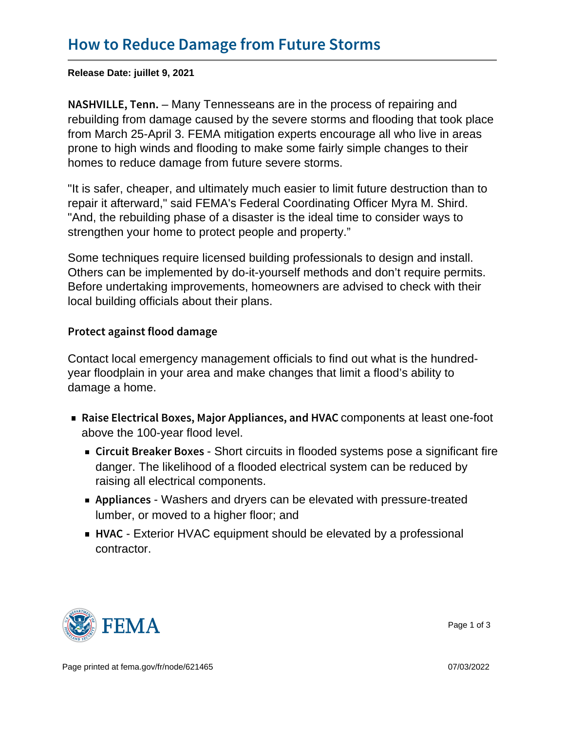# How to Reduce Damage from Future Storms

**Release Date: juillet 9, 2021**

**NASHVILLE, Tenn.** – Many Tennesseans are in the process of repairing and rebuilding from damage caused by the severe storms and flooding that took place from March 25-April 3. FEMA mitigation experts encourage all who live in areas prone to high winds and flooding to make some fairly simple changes to their homes to reduce damage from future severe storms.

"It is safer, cheaper, and ultimately much easier to limit future destruction than to repair it afterward," said FEMA's Federal Coordinating Officer Myra M. Shird. "And, the rebuilding phase of a disaster is the ideal time to consider ways to strengthen your home to protect people and property."

Some techniques require licensed building professionals to design and install. Others can be implemented by do-it-yourself methods and don't require permits. Before undertaking improvements, homeowners are advised to check with their local building officials about their plans.

### Protect against flood damage

Contact local emergency management officials to find out what is the hundred-year floodplain in your area and make changes that limit a flood's ability to damage a home.

- **Raise Electrical Boxes, Major Appliances, and HVAC** components at least one-foot above the 100-year flood level.
  - **Circuit Breaker Boxes** - Short circuits in flooded systems pose a significant fire danger. The likelihood of a flooded electrical system can be reduced by raising all electrical components.
  - **Appliances** - Washers and dryers can be elevated with pressure-treated lumber, or moved to a higher floor; and
  - **HVAC** - Exterior HVAC equipment should be elevated by a professional contractor.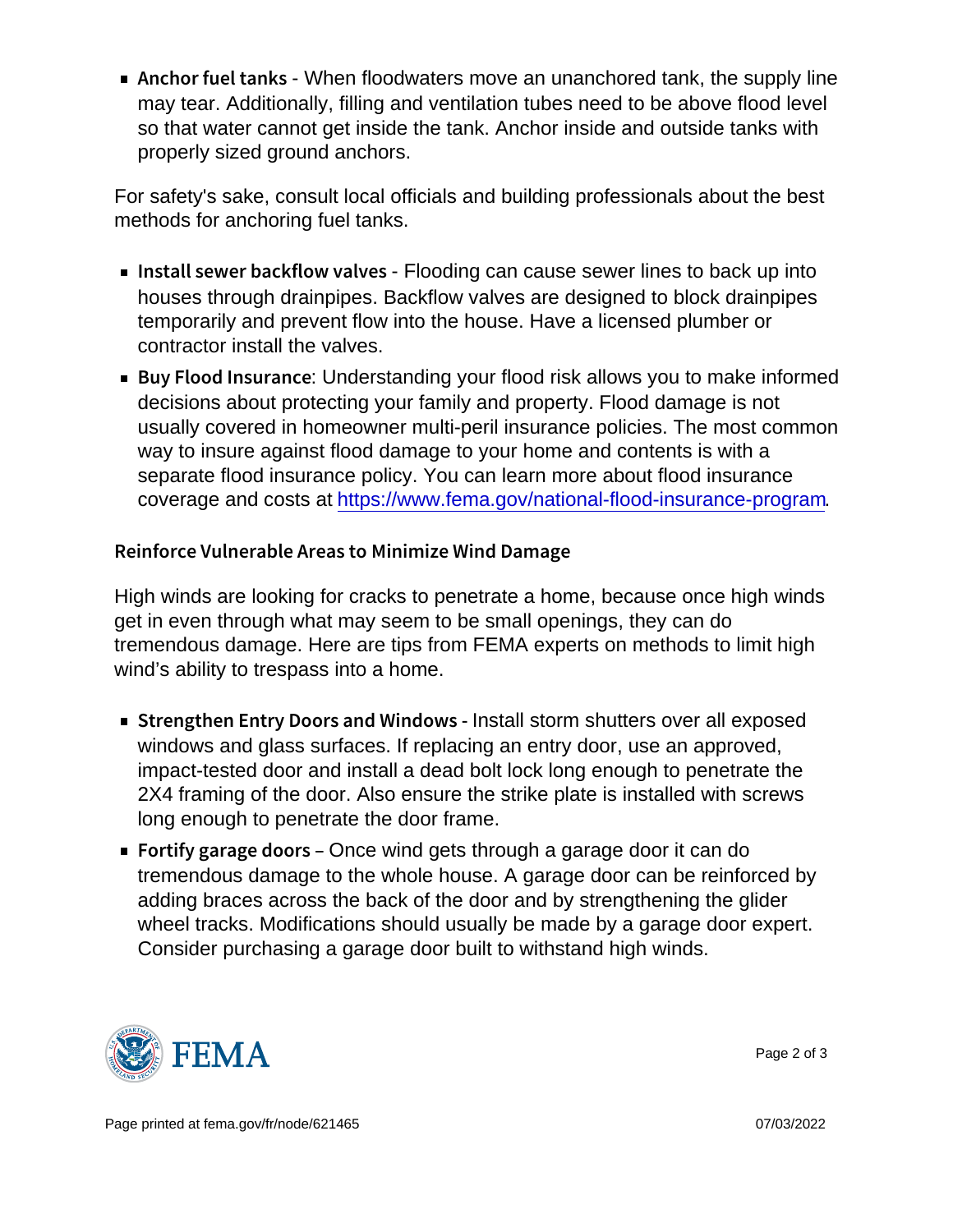- **Anchor fuel tanks** - When floodwaters move an unanchored tank, the supply line may tear. Additionally, filling and ventilation tubes need to be above flood level so that water cannot get inside the tank. Anchor inside and outside tanks with properly sized ground anchors.

For safety's sake, consult local officials and building professionals about the best methods for anchoring fuel tanks.

- **Install sewer backflow valves** - Flooding can cause sewer lines to back up into houses through drainpipes. Backflow valves are designed to block drainpipes temporarily and prevent flow into the house. Have a licensed plumber or contractor install the valves.
- **Buy Flood Insurance**: Understanding your flood risk allows you to make informed decisions about protecting your family and property. Flood damage is not usually covered in homeowner multi-peril insurance policies. The most common way to insure against flood damage to your home and contents is with a separate flood insurance policy. You can learn more about flood insurance coverage and costs at https://www.fema.gov/national-flood-insurance-program.

### Reinforce Vulnerable Areas to Minimize Wind Damage

High winds are looking for cracks to penetrate a home, because once high winds get in even through what may seem to be small openings, they can do tremendous damage. Here are tips from FEMA experts on methods to limit high wind's ability to trespass into a home.

- **Strengthen Entry Doors and Windows** - Install storm shutters over all exposed windows and glass surfaces. If replacing an entry door, use an approved, impact-tested door and install a dead bolt lock long enough to penetrate the 2X4 framing of the door. Also ensure the strike plate is installed with screws long enough to penetrate the door frame.
- **Fortify garage doors** – Once wind gets through a garage door it can do tremendous damage to the whole house. A garage door can be reinforced by adding braces across the back of the door and by strengthening the glider wheel tracks. Modifications should usually be made by a garage door expert. Consider purchasing a garage door built to withstand high winds.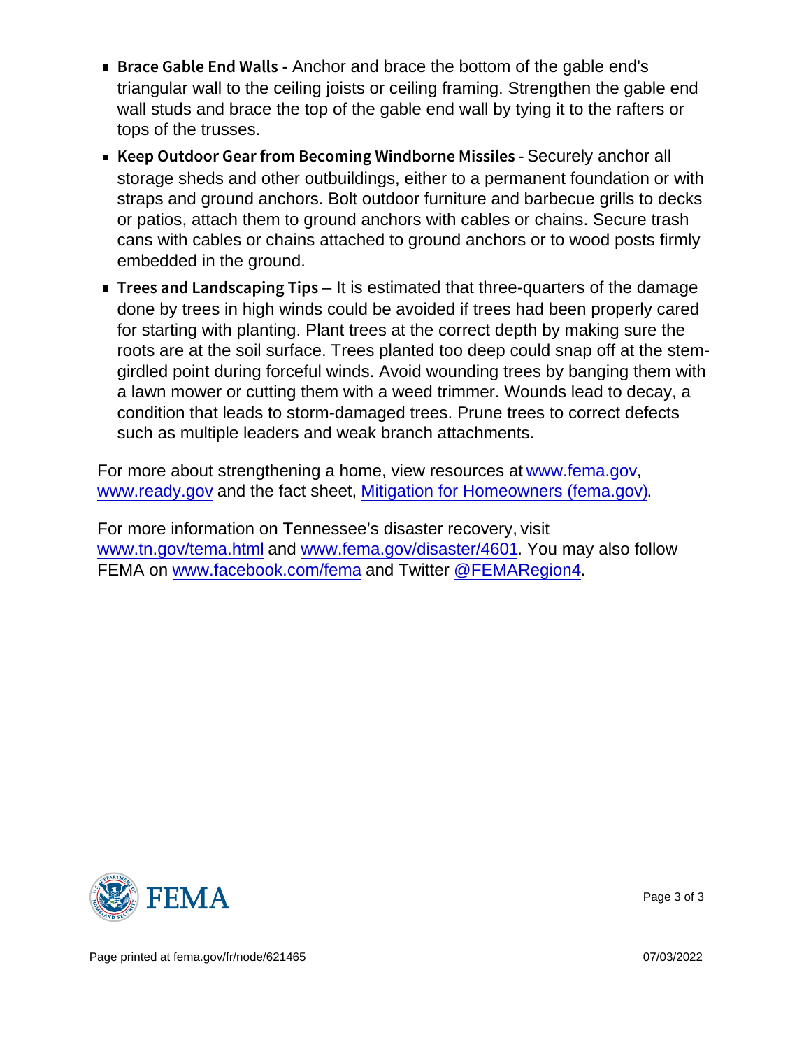- **Brace Gable End Walls** - Anchor and brace the bottom of the gable end's triangular wall to the ceiling joists or ceiling framing. Strengthen the gable end wall studs and brace the top of the gable end wall by tying it to the rafters or tops of the trusses.
- **Keep Outdoor Gear from Becoming Windborne Missiles** - Securely anchor all storage sheds and other outbuildings, either to a permanent foundation or with straps and ground anchors. Bolt outdoor furniture and barbecue grills to decks or patios, attach them to ground anchors with cables or chains. Secure trash cans with cables or chains attached to ground anchors or to wood posts firmly embedded in the ground.
- **Trees and Landscaping Tips** – It is estimated that three-quarters of the damage done by trees in high winds could be avoided if trees had been properly cared for starting with planting. Plant trees at the correct depth by making sure the roots are at the soil surface. Trees planted too deep could snap off at the stem-girdled point during forceful winds. Avoid wounding trees by banging them with a lawn mower or cutting them with a weed trimmer. Wounds lead to decay, a condition that leads to storm-damaged trees. Prune trees to correct defects such as multiple leaders and weak branch attachments.

For more about strengthening a home, view resources at www.fema.gov, www.ready.gov and the fact sheet, Mitigation for Homeowners (fema.gov).

For more information on Tennessee's disaster recovery, visit www.tn.gov/tema.html and www.fema.gov/disaster/4601. You may also follow FEMA on www.facebook.com/fema and Twitter @FEMARegion4.

Page printed at fema.gov/fr/node/621465 07/03/2022